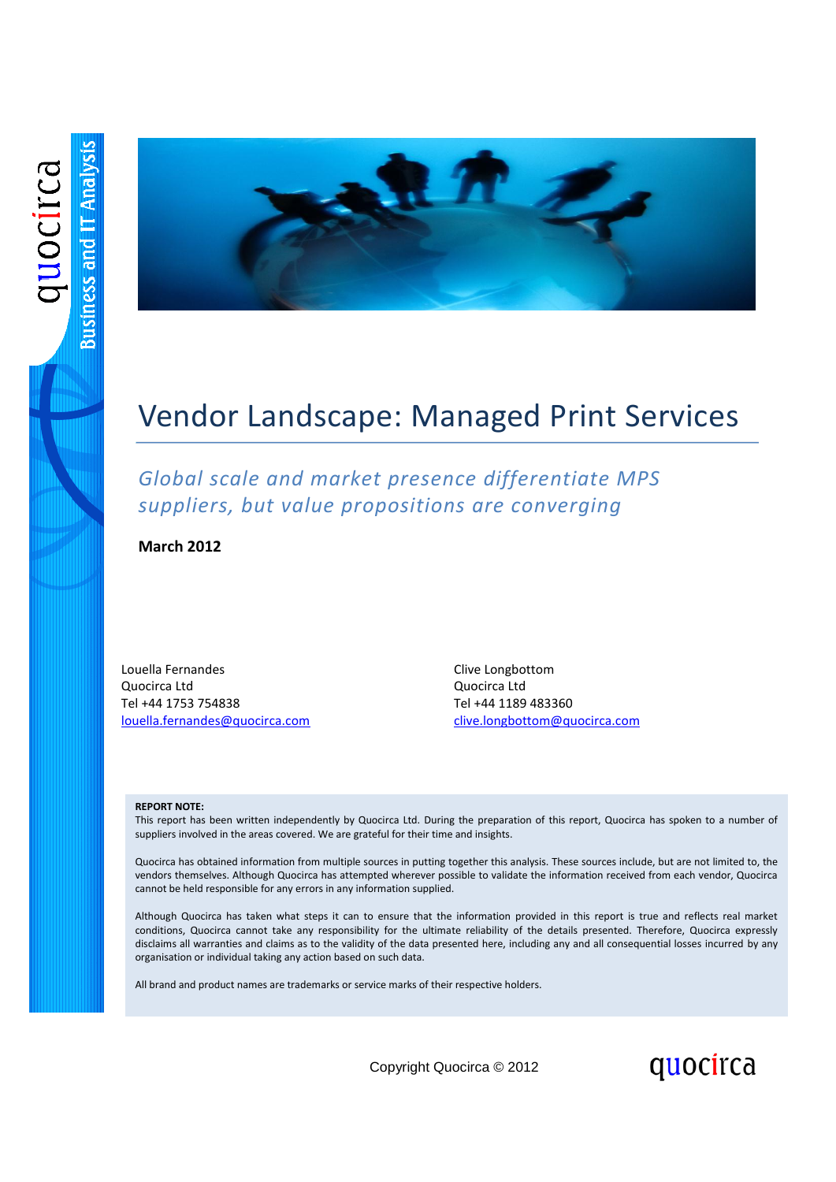# Vendor Landscape: Managed Print Services

*Global scale and market presence differentiate MPS suppliers, but value propositions are converging*

**March 2012**

Louella Fernandes
Quocirca Ltd
Tel +44 1753 754838
louella.fernandes@quocirca.com

Clive Longbottom
Quocirca Ltd
Tel +44 1189 483360
clive.longbottom@quocirca.com

**REPORT NOTE:**

This report has been written independently by Quocirca Ltd. During the preparation of this report, Quocirca has spoken to a number of suppliers involved in the areas covered. We are grateful for their time and insights.

Quocirca has obtained information from multiple sources in putting together this analysis. These sources include, but are not limited to, the vendors themselves. Although Quocirca has attempted wherever possible to validate the information received from each vendor, Quocirca cannot be held responsible for any errors in any information supplied.

Although Quocirca has taken what steps it can to ensure that the information provided in this report is true and reflects real market conditions, Quocirca cannot take any responsibility for the ultimate reliability of the details presented. Therefore, Quocirca expressly disclaims all warranties and claims as to the validity of the data presented here, including any and all consequential losses incurred by any organisation or individual taking any action based on such data.

All brand and product names are trademarks or service marks of their respective holders.

Copyright Quocirca © 2012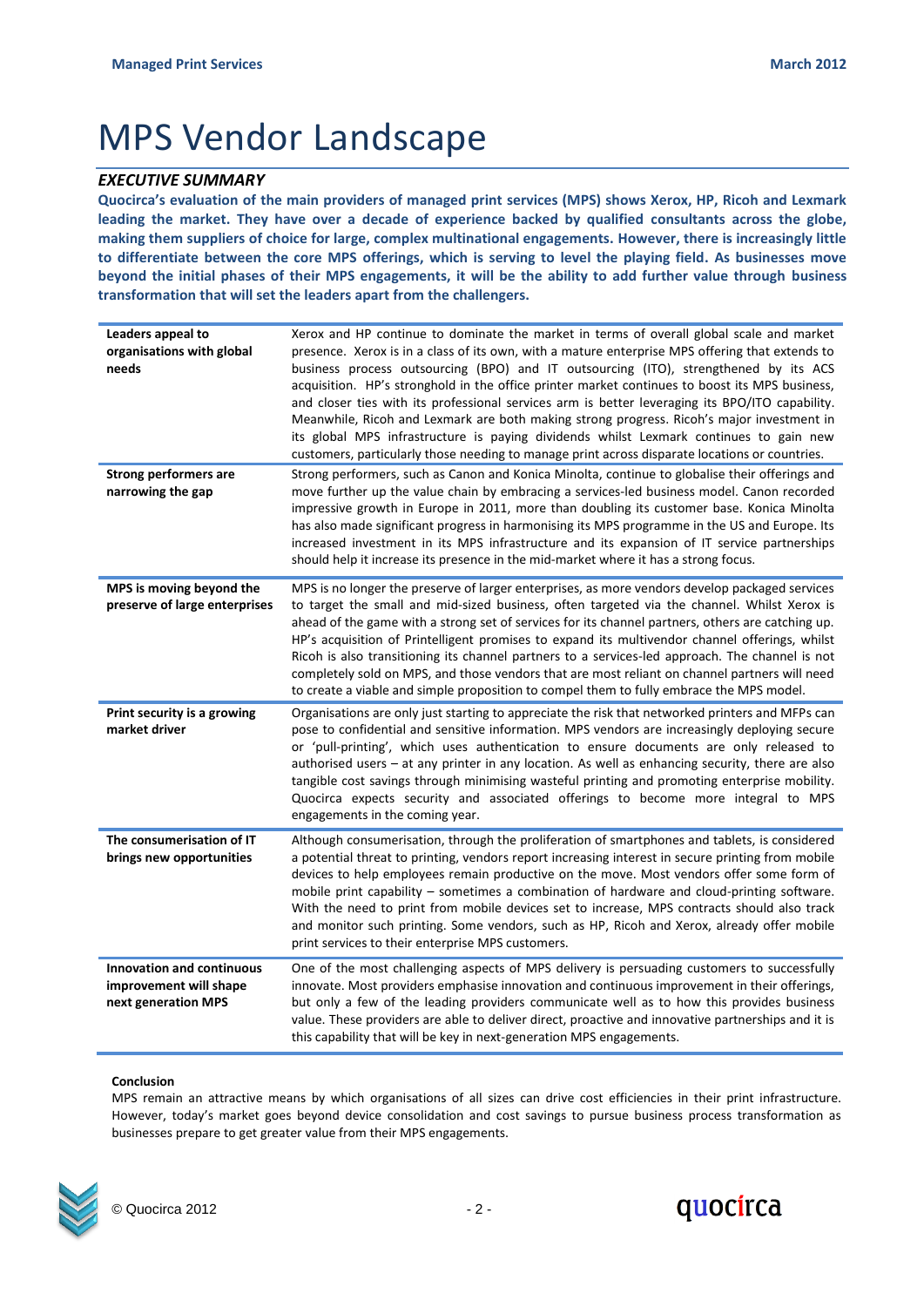# MPS Vendor Landscape

## *EXECUTIVE SUMMARY*

**Quocirca's evaluation of the main providers of managed print services (MPS) shows Xerox, HP, Ricoh and Lexmark leading the market. They have over a decade of experience backed by qualified consultants across the globe, making them suppliers of choice for large, complex multinational engagements. However, there is increasingly little to differentiate between the core MPS offerings, which is serving to level the playing field. As businesses move beyond the initial phases of their MPS engagements, it will be the ability to add further value through business transformation that will set the leaders apart from the challengers.**

| | |
|---|---|
| **Leaders appeal to organisations with global needs** | Xerox and HP continue to dominate the market in terms of overall global scale and market presence. Xerox is in a class of its own, with a mature enterprise MPS offering that extends to business process outsourcing (BPO) and IT outsourcing (ITO), strengthened by its ACS acquisition. HP's stronghold in the office printer market continues to boost its MPS business, and closer ties with its professional services arm is better leveraging its BPO/ITO capability. Meanwhile, Ricoh and Lexmark are both making strong progress. Ricoh's major investment in its global MPS infrastructure is paying dividends whilst Lexmark continues to gain new customers, particularly those needing to manage print across disparate locations or countries. |
| **Strong performers are narrowing the gap** | Strong performers, such as Canon and Konica Minolta, continue to globalise their offerings and move further up the value chain by embracing a services-led business model. Canon recorded impressive growth in Europe in 2011, more than doubling its customer base. Konica Minolta has also made significant progress in harmonising its MPS programme in the US and Europe. Its increased investment in its MPS infrastructure and its expansion of IT service partnerships should help it increase its presence in the mid-market where it has a strong focus. |
| **MPS is moving beyond the preserve of large enterprises** | MPS is no longer the preserve of larger enterprises, as more vendors develop packaged services to target the small and mid-sized business, often targeted via the channel. Whilst Xerox is ahead of the game with a strong set of services for its channel partners, others are catching up. HP's acquisition of Printelligent promises to expand its multivendor channel offerings, whilst Ricoh is also transitioning its channel partners to a services-led approach. The channel is not completely sold on MPS, and those vendors that are most reliant on channel partners will need to create a viable and simple proposition to compel them to fully embrace the MPS model. |
| **Print security is a growing market driver** | Organisations are only just starting to appreciate the risk that networked printers and MFPs can pose to confidential and sensitive information. MPS vendors are increasingly deploying secure or 'pull-printing', which uses authentication to ensure documents are only released to authorised users – at any printer in any location. As well as enhancing security, there are also tangible cost savings through minimising wasteful printing and promoting enterprise mobility. Quocirca expects security and associated offerings to become more integral to MPS engagements in the coming year. |
| **The consumerisation of IT brings new opportunities** | Although consumerisation, through the proliferation of smartphones and tablets, is considered a potential threat to printing, vendors report increasing interest in secure printing from mobile devices to help employees remain productive on the move. Most vendors offer some form of mobile print capability – sometimes a combination of hardware and cloud-printing software. With the need to print from mobile devices set to increase, MPS contracts should also track and monitor such printing. Some vendors, such as HP, Ricoh and Xerox, already offer mobile print services to their enterprise MPS customers. |
| **Innovation and continuous improvement will shape next generation MPS** | One of the most challenging aspects of MPS delivery is persuading customers to successfully innovate. Most providers emphasise innovation and continuous improvement in their offerings, but only a few of the leading providers communicate well as to how this provides business value. These providers are able to deliver direct, proactive and innovative partnerships and it is this capability that will be key in next-generation MPS engagements. |

**Conclusion**

MPS remain an attractive means by which organisations of all sizes can drive cost efficiencies in their print infrastructure. However, today's market goes beyond device consolidation and cost savings to pursue business process transformation as businesses prepare to get greater value from their MPS engagements.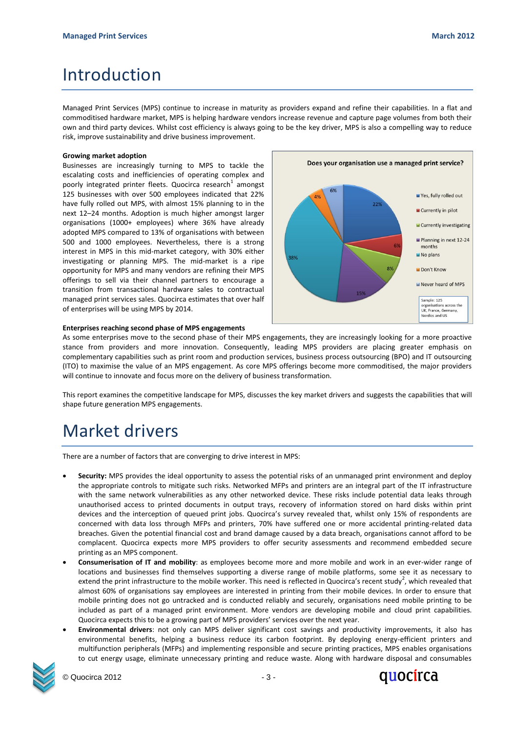# Introduction

Managed Print Services (MPS) continue to increase in maturity as providers expand and refine their capabilities. In a flat and commoditised hardware market, MPS is helping hardware vendors increase revenue and capture page volumes from both their own and third party devices. Whilst cost efficiency is always going to be the key driver, MPS is also a compelling way to reduce risk, improve sustainability and drive business improvement.

**Growing market adoption**

Businesses are increasingly turning to MPS to tackle the escalating costs and inefficiencies of operating complex and poorly integrated printer fleets. Quocirca research[1] amongst 125 businesses with over 500 employees indicated that 22% have fully rolled out MPS, with almost 15% planning to in the next 12–24 months. Adoption is much higher amongst larger organisations (1000+ employees) where 36% have already adopted MPS compared to 13% of organisations with between 500 and 1000 employees. Nevertheless, there is a strong interest in MPS in this mid-market category, with 30% either investigating or planning MPS. The mid-market is a ripe opportunity for MPS and many vendors are refining their MPS offerings to sell via their channel partners to encourage a transition from transactional hardware sales to contractual managed print services sales. Quocirca estimates that over half of enterprises will be using MPS by 2014.

**Does your organisation use a managed print service?**

| Response | % |
|---|---|
| Yes, fully rolled out | 22% |
| Currently in pilot | 6% |
| Currently investigating | 8% |
| Planning in next 12-24 months | 15% |
| No plans | 38% |
| Don't Know | 4% |
| Never heard of MPS | 6% |

Sample: 125 organisations across the UK, France, Germany, Nordics and US

**Enterprises reaching second phase of MPS engagements**

As some enterprises move to the second phase of their MPS engagements, they are increasingly looking for a more proactive stance from providers and more innovation. Consequently, leading MPS providers are placing greater emphasis on complementary capabilities such as print room and production services, business process outsourcing (BPO) and IT outsourcing (ITO) to maximise the value of an MPS engagement. As core MPS offerings become more commoditised, the major providers will continue to innovate and focus more on the delivery of business transformation.

This report examines the competitive landscape for MPS, discusses the key market drivers and suggests the capabilities that will shape future generation MPS engagements.

# Market drivers

There are a number of factors that are converging to drive interest in MPS:

- **Security:** MPS provides the ideal opportunity to assess the potential risks of an unmanaged print environment and deploy the appropriate controls to mitigate such risks. Networked MFPs and printers are an integral part of the IT infrastructure with the same network vulnerabilities as any other networked device. These risks include potential data leaks through unauthorised access to printed documents in output trays, recovery of information stored on hard disks within print devices and the interception of queued print jobs. Quocirca's survey revealed that, whilst only 15% of respondents are concerned with data loss through MFPs and printers, 70% have suffered one or more accidental printing-related data breaches. Given the potential financial cost and brand damage caused by a data breach, organisations cannot afford to be complacent. Quocirca expects more MPS providers to offer security assessments and recommend embedded secure printing as an MPS component.
- **Consumerisation of IT and mobility**: as employees become more and more mobile and work in an ever-wider range of locations and businesses find themselves supporting a diverse range of mobile platforms, some see it as necessary to extend the print infrastructure to the mobile worker. This need is reflected in Quocirca's recent study[2], which revealed that almost 60% of organisations say employees are interested in printing from their mobile devices. In order to ensure that mobile printing does not go untracked and is conducted reliably and securely, organisations need mobile printing to be included as part of a managed print environment. More vendors are developing mobile and cloud print capabilities. Quocirca expects this to be a growing part of MPS providers' services over the next year.
- **Environmental drivers**: not only can MPS deliver significant cost savings and productivity improvements, it also has environmental benefits, helping a business reduce its carbon footprint. By deploying energy-efficient printers and multifunction peripherals (MFPs) and implementing responsible and secure printing practices, MPS enables organisations to cut energy usage, eliminate unnecessary printing and reduce waste. Along with hardware disposal and consumables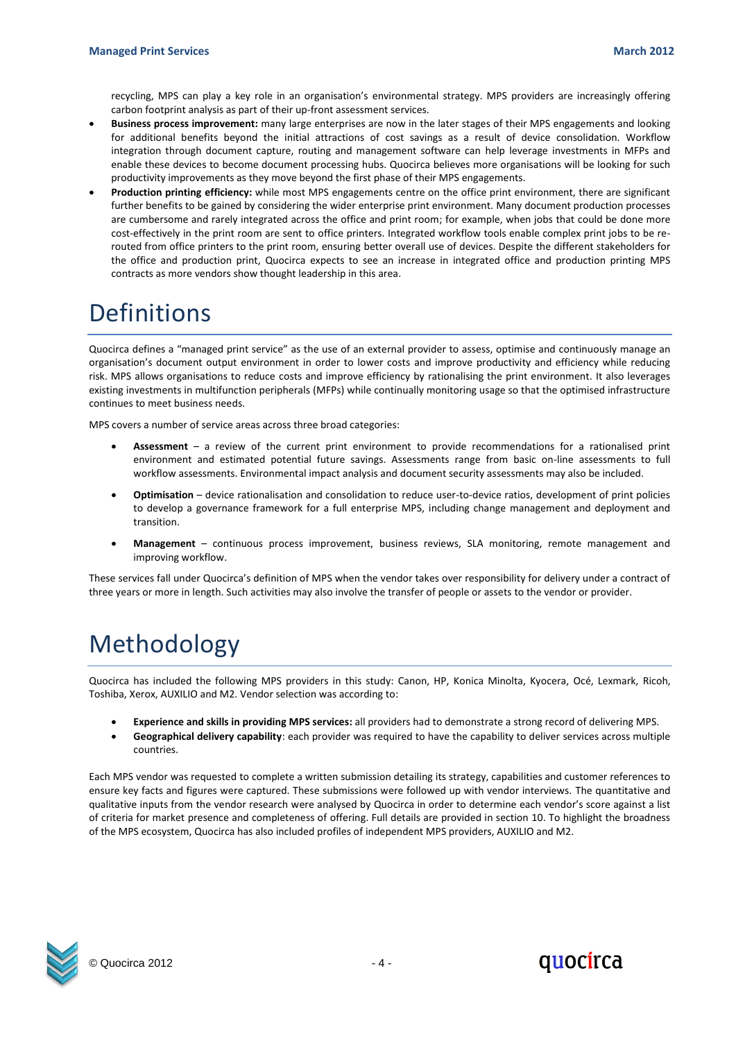recycling, MPS can play a key role in an organisation's environmental strategy. MPS providers are increasingly offering carbon footprint analysis as part of their up-front assessment services.

- **Business process improvement:** many large enterprises are now in the later stages of their MPS engagements and looking for additional benefits beyond the initial attractions of cost savings as a result of device consolidation. Workflow integration through document capture, routing and management software can help leverage investments in MFPs and enable these devices to become document processing hubs. Quocirca believes more organisations will be looking for such productivity improvements as they move beyond the first phase of their MPS engagements.
- **Production printing efficiency:** while most MPS engagements centre on the office print environment, there are significant further benefits to be gained by considering the wider enterprise print environment. Many document production processes are cumbersome and rarely integrated across the office and print room; for example, when jobs that could be done more cost-effectively in the print room are sent to office printers. Integrated workflow tools enable complex print jobs to be re-routed from office printers to the print room, ensuring better overall use of devices. Despite the different stakeholders for the office and production print, Quocirca expects to see an increase in integrated office and production printing MPS contracts as more vendors show thought leadership in this area.

# Definitions

Quocirca defines a "managed print service" as the use of an external provider to assess, optimise and continuously manage an organisation's document output environment in order to lower costs and improve productivity and efficiency while reducing risk. MPS allows organisations to reduce costs and improve efficiency by rationalising the print environment. It also leverages existing investments in multifunction peripherals (MFPs) while continually monitoring usage so that the optimised infrastructure continues to meet business needs.

MPS covers a number of service areas across three broad categories:

- **Assessment** – a review of the current print environment to provide recommendations for a rationalised print environment and estimated potential future savings. Assessments range from basic on-line assessments to full workflow assessments. Environmental impact analysis and document security assessments may also be included.
- **Optimisation** – device rationalisation and consolidation to reduce user-to-device ratios, development of print policies to develop a governance framework for a full enterprise MPS, including change management and deployment and transition.
- **Management** – continuous process improvement, business reviews, SLA monitoring, remote management and improving workflow.

These services fall under Quocirca's definition of MPS when the vendor takes over responsibility for delivery under a contract of three years or more in length. Such activities may also involve the transfer of people or assets to the vendor or provider.

# Methodology

Quocirca has included the following MPS providers in this study: Canon, HP, Konica Minolta, Kyocera, Océ, Lexmark, Ricoh, Toshiba, Xerox, AUXILIO and M2. Vendor selection was according to:

- **Experience and skills in providing MPS services:** all providers had to demonstrate a strong record of delivering MPS.
- **Geographical delivery capability**: each provider was required to have the capability to deliver services across multiple countries.

Each MPS vendor was requested to complete a written submission detailing its strategy, capabilities and customer references to ensure key facts and figures were captured. These submissions were followed up with vendor interviews. The quantitative and qualitative inputs from the vendor research were analysed by Quocirca in order to determine each vendor's score against a list of criteria for market presence and completeness of offering. Full details are provided in section 10. To highlight the broadness of the MPS ecosystem, Quocirca has also included profiles of independent MPS providers, AUXILIO and M2.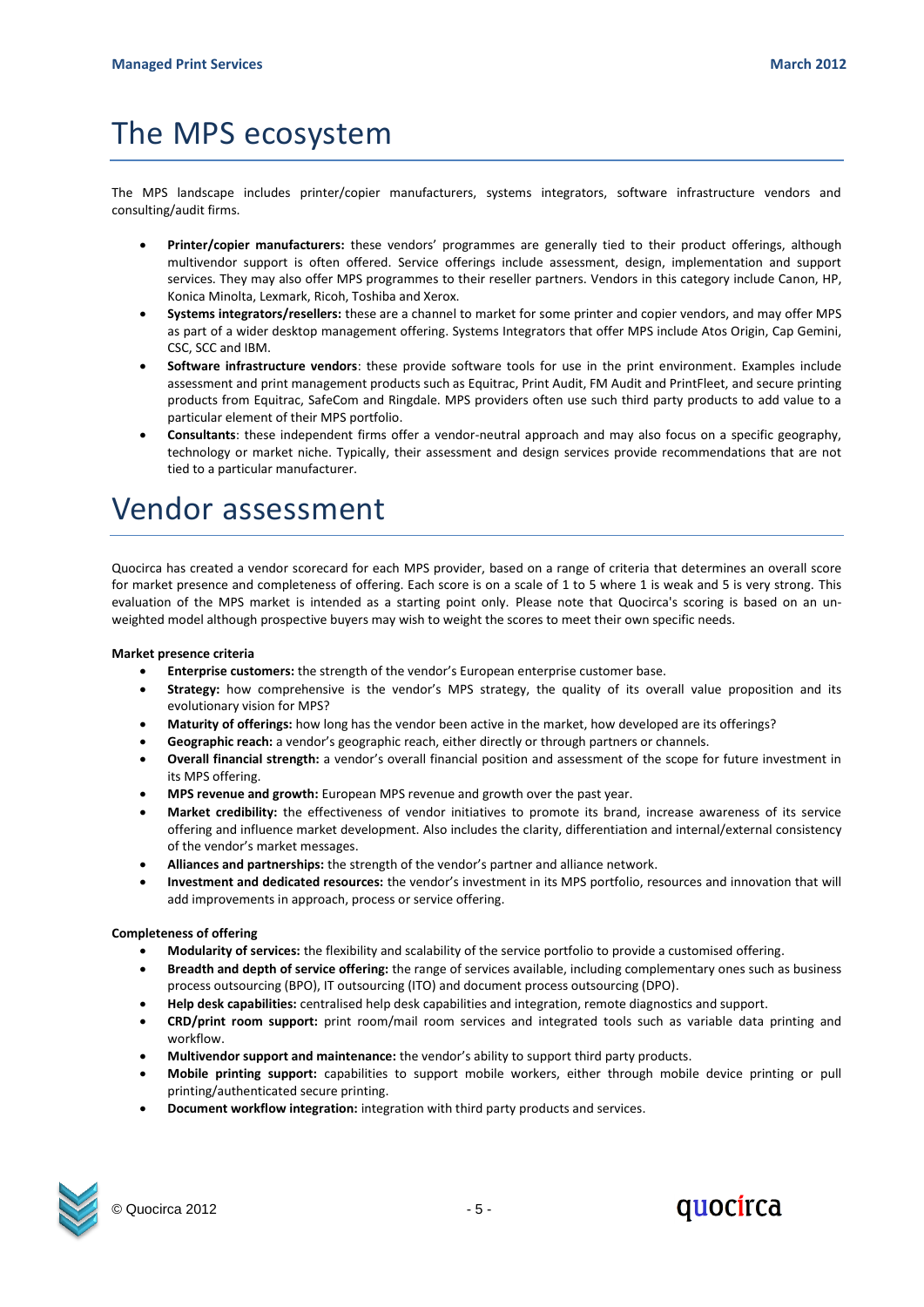# The MPS ecosystem

The MPS landscape includes printer/copier manufacturers, systems integrators, software infrastructure vendors and consulting/audit firms.

- **Printer/copier manufacturers:** these vendors' programmes are generally tied to their product offerings, although multivendor support is often offered. Service offerings include assessment, design, implementation and support services. They may also offer MPS programmes to their reseller partners. Vendors in this category include Canon, HP, Konica Minolta, Lexmark, Ricoh, Toshiba and Xerox.
- **Systems integrators/resellers:** these are a channel to market for some printer and copier vendors, and may offer MPS as part of a wider desktop management offering. Systems Integrators that offer MPS include Atos Origin, Cap Gemini, CSC, SCC and IBM.
- **Software infrastructure vendors**: these provide software tools for use in the print environment. Examples include assessment and print management products such as Equitrac, Print Audit, FM Audit and PrintFleet, and secure printing products from Equitrac, SafeCom and Ringdale. MPS providers often use such third party products to add value to a particular element of their MPS portfolio.
- **Consultants**: these independent firms offer a vendor-neutral approach and may also focus on a specific geography, technology or market niche. Typically, their assessment and design services provide recommendations that are not tied to a particular manufacturer.

# Vendor assessment

Quocirca has created a vendor scorecard for each MPS provider, based on a range of criteria that determines an overall score for market presence and completeness of offering. Each score is on a scale of 1 to 5 where 1 is weak and 5 is very strong. This evaluation of the MPS market is intended as a starting point only. Please note that Quocirca's scoring is based on an un-weighted model although prospective buyers may wish to weight the scores to meet their own specific needs.

**Market presence criteria**

- **Enterprise customers:** the strength of the vendor's European enterprise customer base.
- **Strategy:** how comprehensive is the vendor's MPS strategy, the quality of its overall value proposition and its evolutionary vision for MPS?
- **Maturity of offerings:** how long has the vendor been active in the market, how developed are its offerings?
- **Geographic reach:** a vendor's geographic reach, either directly or through partners or channels.
- **Overall financial strength:** a vendor's overall financial position and assessment of the scope for future investment in its MPS offering.
- **MPS revenue and growth:** European MPS revenue and growth over the past year.
- **Market credibility:** the effectiveness of vendor initiatives to promote its brand, increase awareness of its service offering and influence market development. Also includes the clarity, differentiation and internal/external consistency of the vendor's market messages.
- **Alliances and partnerships:** the strength of the vendor's partner and alliance network.
- **Investment and dedicated resources:** the vendor's investment in its MPS portfolio, resources and innovation that will add improvements in approach, process or service offering.

**Completeness of offering**

- **Modularity of services:** the flexibility and scalability of the service portfolio to provide a customised offering.
- **Breadth and depth of service offering:** the range of services available, including complementary ones such as business process outsourcing (BPO), IT outsourcing (ITO) and document process outsourcing (DPO).
- **Help desk capabilities:** centralised help desk capabilities and integration, remote diagnostics and support.
- **CRD/print room support:** print room/mail room services and integrated tools such as variable data printing and workflow.
- **Multivendor support and maintenance:** the vendor's ability to support third party products.
- **Mobile printing support:** capabilities to support mobile workers, either through mobile device printing or pull printing/authenticated secure printing.
- **Document workflow integration:** integration with third party products and services.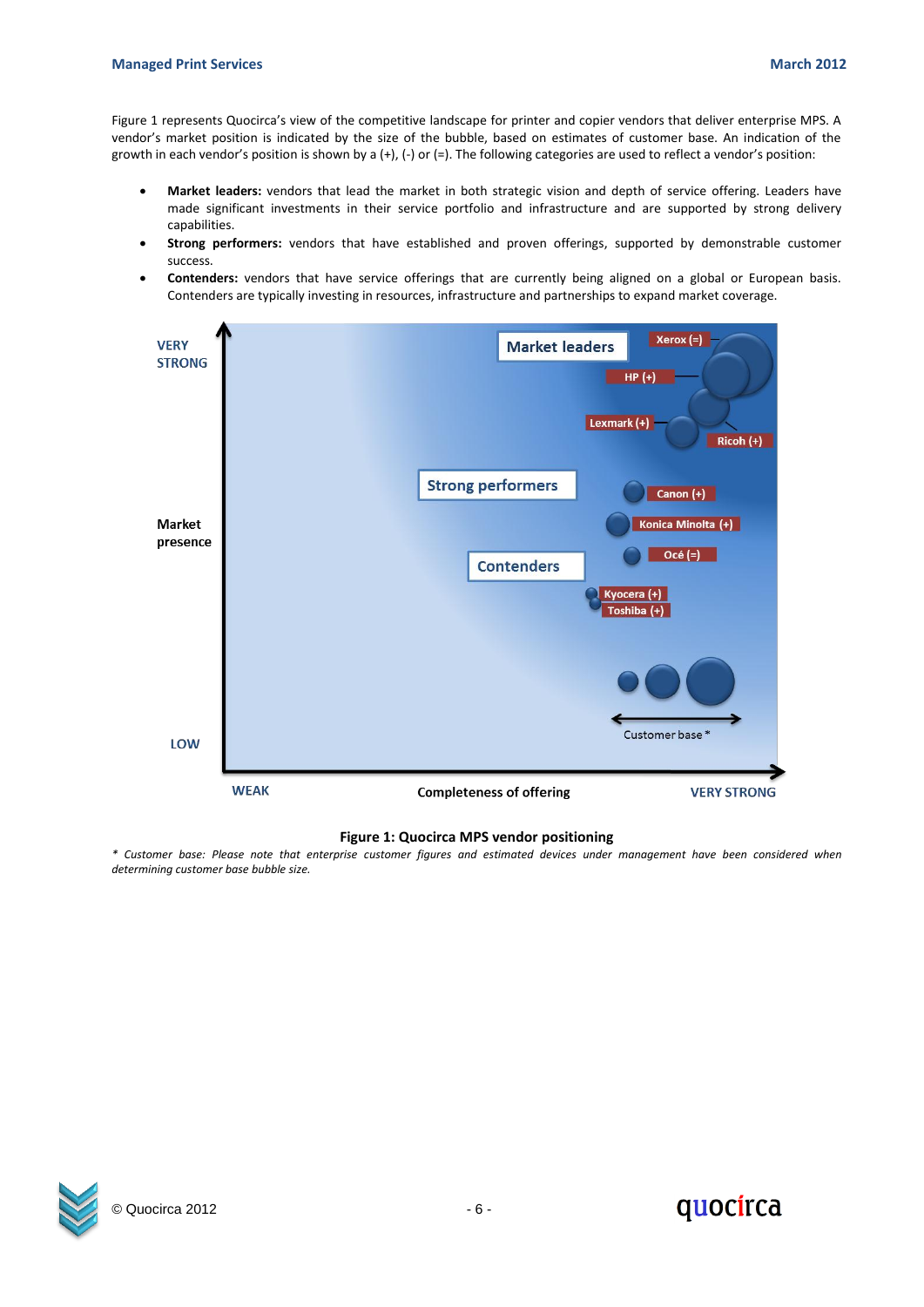Figure 1 represents Quocirca's view of the competitive landscape for printer and copier vendors that deliver enterprise MPS. A vendor's market position is indicated by the size of the bubble, based on estimates of customer base. An indication of the growth in each vendor's position is shown by a (+), (-) or (=). The following categories are used to reflect a vendor's position:

- **Market leaders:** vendors that lead the market in both strategic vision and depth of service offering. Leaders have made significant investments in their service portfolio and infrastructure and are supported by strong delivery capabilities.
- **Strong performers:** vendors that have established and proven offerings, supported by demonstrable customer success.
- **Contenders:** vendors that have service offerings that are currently being aligned on a global or European basis. Contenders are typically investing in resources, infrastructure and partnerships to expand market coverage.

**Figure 1: Quocirca MPS vendor positioning**

*\* Customer base: Please note that enterprise customer figures and estimated devices under management have been considered when determining customer base bubble size.*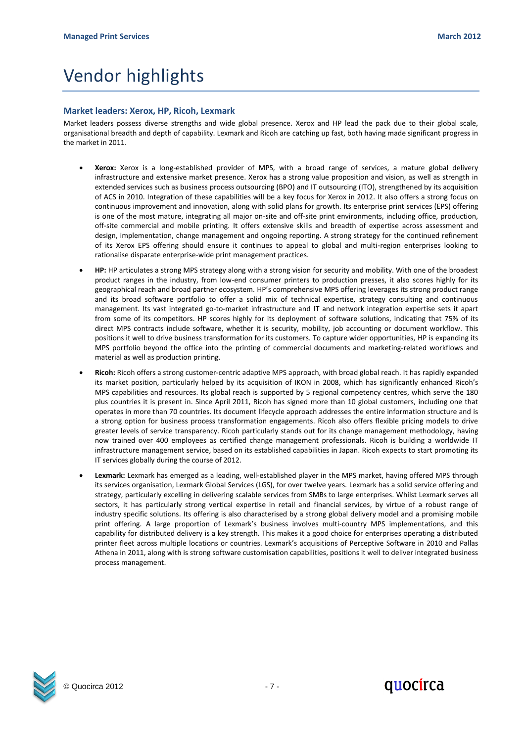# Vendor highlights

## Market leaders: Xerox, HP, Ricoh, Lexmark

Market leaders possess diverse strengths and wide global presence. Xerox and HP lead the pack due to their global scale, organisational breadth and depth of capability. Lexmark and Ricoh are catching up fast, both having made significant progress in the market in 2011.

- **Xerox:** Xerox is a long-established provider of MPS, with a broad range of services, a mature global delivery infrastructure and extensive market presence. Xerox has a strong value proposition and vision, as well as strength in extended services such as business process outsourcing (BPO) and IT outsourcing (ITO), strengthened by its acquisition of ACS in 2010. Integration of these capabilities will be a key focus for Xerox in 2012. It also offers a strong focus on continuous improvement and innovation, along with solid plans for growth. Its enterprise print services (EPS) offering is one of the most mature, integrating all major on-site and off-site print environments, including office, production, off-site commercial and mobile printing. It offers extensive skills and breadth of expertise across assessment and design, implementation, change management and ongoing reporting. A strong strategy for the continued refinement of its Xerox EPS offering should ensure it continues to appeal to global and multi-region enterprises looking to rationalise disparate enterprise-wide print management practices.
- **HP:** HP articulates a strong MPS strategy along with a strong vision for security and mobility. With one of the broadest product ranges in the industry, from low-end consumer printers to production presses, it also scores highly for its geographical reach and broad partner ecosystem. HP's comprehensive MPS offering leverages its strong product range and its broad software portfolio to offer a solid mix of technical expertise, strategy consulting and continuous management. Its vast integrated go-to-market infrastructure and IT and network integration expertise sets it apart from some of its competitors. HP scores highly for its deployment of software solutions, indicating that 75% of its direct MPS contracts include software, whether it is security, mobility, job accounting or document workflow. This positions it well to drive business transformation for its customers. To capture wider opportunities, HP is expanding its MPS portfolio beyond the office into the printing of commercial documents and marketing-related workflows and material as well as production printing.
- **Ricoh:** Ricoh offers a strong customer-centric adaptive MPS approach, with broad global reach. It has rapidly expanded its market position, particularly helped by its acquisition of IKON in 2008, which has significantly enhanced Ricoh's MPS capabilities and resources. Its global reach is supported by 5 regional competency centres, which serve the 180 plus countries it is present in. Since April 2011, Ricoh has signed more than 10 global customers, including one that operates in more than 70 countries. Its document lifecycle approach addresses the entire information structure and is a strong option for business process transformation engagements. Ricoh also offers flexible pricing models to drive greater levels of service transparency. Ricoh particularly stands out for its change management methodology, having now trained over 400 employees as certified change management professionals. Ricoh is building a worldwide IT infrastructure management service, based on its established capabilities in Japan. Ricoh expects to start promoting its IT services globally during the course of 2012.
- **Lexmark:** Lexmark has emerged as a leading, well-established player in the MPS market, having offered MPS through its services organisation, Lexmark Global Services (LGS), for over twelve years. Lexmark has a solid service offering and strategy, particularly excelling in delivering scalable services from SMBs to large enterprises. Whilst Lexmark serves all sectors, it has particularly strong vertical expertise in retail and financial services, by virtue of a robust range of industry specific solutions. Its offering is also characterised by a strong global delivery model and a promising mobile print offering. A large proportion of Lexmark's business involves multi-country MPS implementations, and this capability for distributed delivery is a key strength. This makes it a good choice for enterprises operating a distributed printer fleet across multiple locations or countries. Lexmark's acquisitions of Perceptive Software in 2010 and Pallas Athena in 2011, along with strong software customisation capabilities, positions it well to deliver integrated business process management.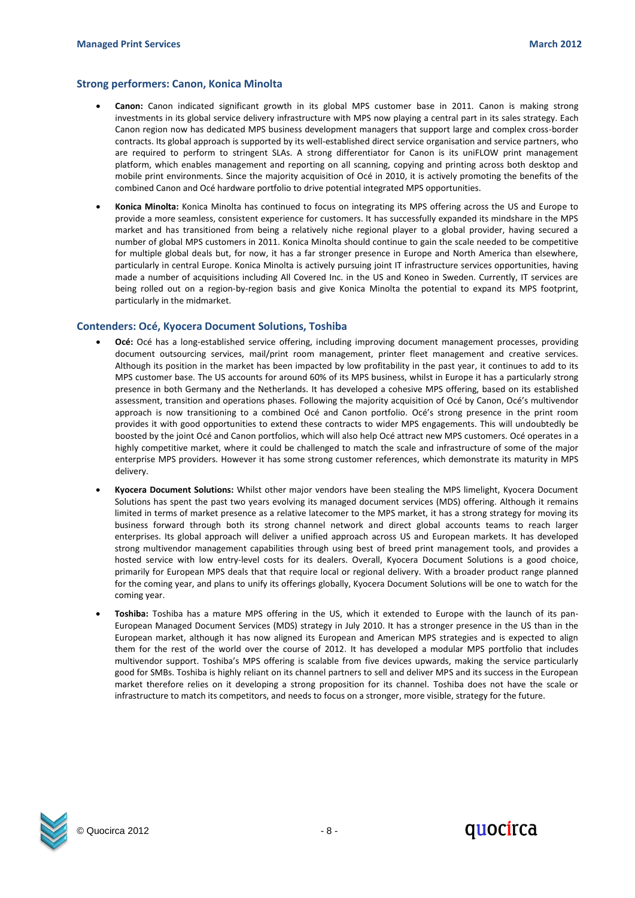## Strong performers: Canon, Konica Minolta

- **Canon:** Canon indicated significant growth in its global MPS customer base in 2011. Canon is making strong investments in its global service delivery infrastructure with MPS now playing a central part in its sales strategy. Each Canon region now has dedicated MPS business development managers that support large and complex cross-border contracts. Its global approach is supported by its well-established direct service organisation and service partners, who are required to perform to stringent SLAs. A strong differentiator for Canon is its uniFLOW print management platform, which enables management and reporting on all scanning, copying and printing across both desktop and mobile print environments. Since the majority acquisition of Océ in 2010, it is actively promoting the benefits of the combined Canon and Océ hardware portfolio to drive potential integrated MPS opportunities.

- **Konica Minolta:** Konica Minolta has continued to focus on integrating its MPS offering across the US and Europe to provide a more seamless, consistent experience for customers. It has successfully expanded its mindshare in the MPS market and has transitioned from being a relatively niche regional player to a global provider, having secured a number of global MPS customers in 2011. Konica Minolta should continue to gain the scale needed to be competitive for multiple global deals but, for now, it has a far stronger presence in Europe and North America than elsewhere, particularly in central Europe. Konica Minolta is actively pursuing joint IT infrastructure services opportunities, having made a number of acquisitions including All Covered Inc. in the US and Koneo in Sweden. Currently, IT services are being rolled out on a region-by-region basis and give Konica Minolta the potential to expand its MPS footprint, particularly in the midmarket.

## Contenders: Océ, Kyocera Document Solutions, Toshiba

- **Océ:** Océ has a long-established service offering, including improving document management processes, providing document outsourcing services, mail/print room management, printer fleet management and creative services. Although its position in the market has been impacted by low profitability in the past year, it continues to add to its MPS customer base. The US accounts for around 60% of its MPS business, whilst in Europe it has a particularly strong presence in both Germany and the Netherlands. It has developed a cohesive MPS offering, based on its established assessment, transition and operations phases. Following the majority acquisition of Océ by Canon, Océ's multivendor approach is now transitioning to a combined Océ and Canon portfolio. Océ's strong presence in the print room provides it with good opportunities to extend these contracts to wider MPS engagements. This will undoubtedly be boosted by the joint Océ and Canon portfolios, which will also help Océ attract new MPS customers. Océ operates in a highly competitive market, where it could be challenged to match the scale and infrastructure of some of the major enterprise MPS providers. However it has some strong customer references, which demonstrate its maturity in MPS delivery.

- **Kyocera Document Solutions:** Whilst other major vendors have been stealing the MPS limelight, Kyocera Document Solutions has spent the past two years evolving its managed document services (MDS) offering. Although it remains limited in terms of market presence as a relative latecomer to the MPS market, it has a strong strategy for moving its business forward through both its strong channel network and direct global accounts teams to reach larger enterprises. Its global approach will deliver a unified approach across US and European markets. It has developed strong multivendor management capabilities through using best of breed print management tools, and provides a hosted service with low entry-level costs for its dealers. Overall, Kyocera Document Solutions is a good choice, primarily for European MPS deals that that require local or regional delivery. With a broader product range planned for the coming year, and plans to unify its offerings globally, Kyocera Document Solutions will be one to watch for the coming year.

- **Toshiba:** Toshiba has a mature MPS offering in the US, which it extended to Europe with the launch of its pan-European Managed Document Services (MDS) strategy in July 2010. It has a stronger presence in the US than in the European market, although it has now aligned its European and American MPS strategies and is expected to align them for the rest of the world over the course of 2012. It has developed a modular MPS portfolio that includes multivendor support. Toshiba's MPS offering is scalable from five devices upwards, making the service particularly good for SMBs. Toshiba is highly reliant on its channel partners to sell and deliver MPS and its success in the European market therefore relies on it developing a strong proposition for its channel. Toshiba does not have the scale or infrastructure to match its competitors, and needs to focus on a stronger, more visible, strategy for the future.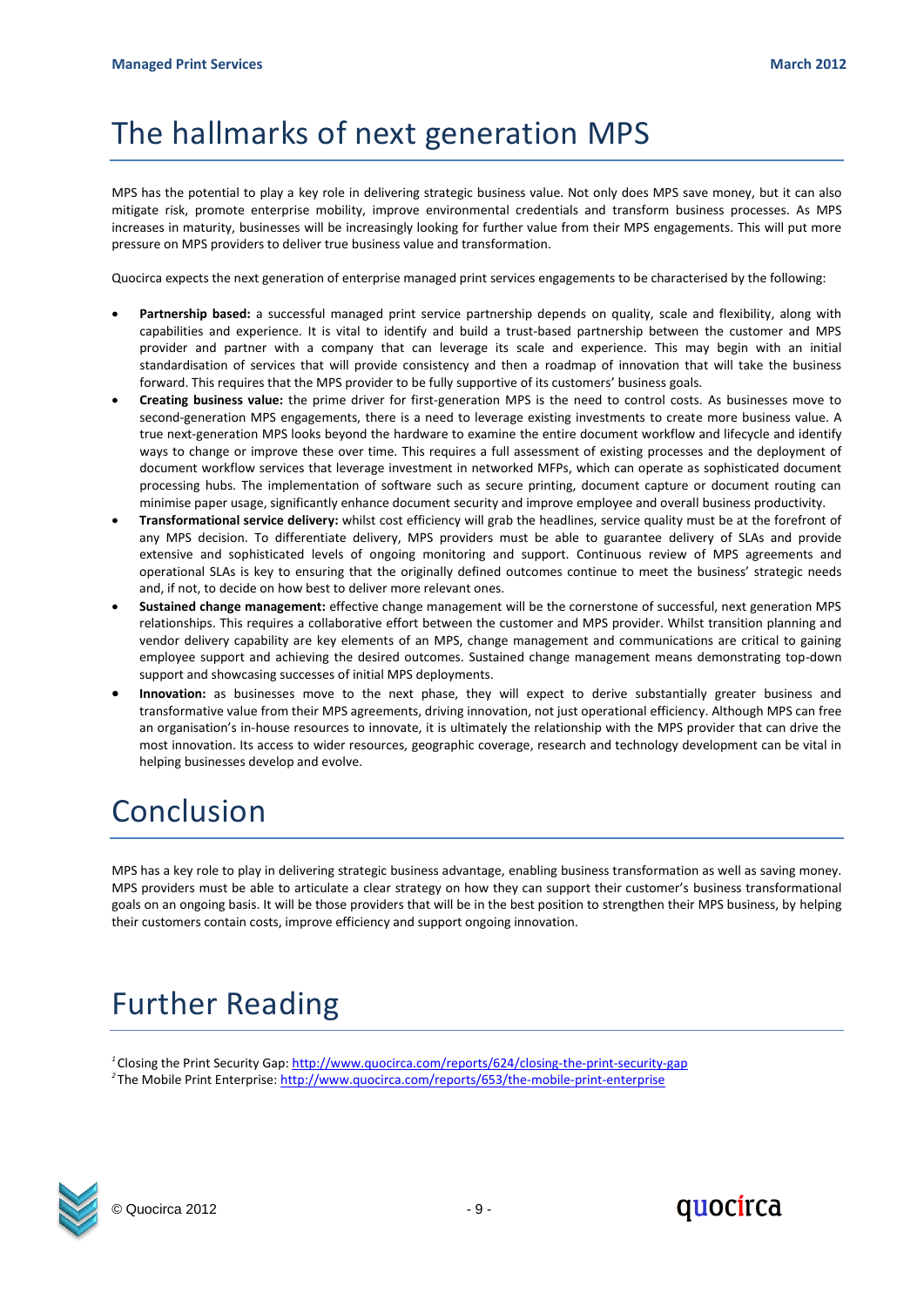# The hallmarks of next generation MPS

MPS has the potential to play a key role in delivering strategic business value. Not only does MPS save money, but it can also mitigate risk, promote enterprise mobility, improve environmental credentials and transform business processes. As MPS increases in maturity, businesses will be increasingly looking for further value from their MPS engagements. This will put more pressure on MPS providers to deliver true business value and transformation.

Quocirca expects the next generation of enterprise managed print services engagements to be characterised by the following:

- **Partnership based:** a successful managed print service partnership depends on quality, scale and flexibility, along with capabilities and experience. It is vital to identify and build a trust-based partnership between the customer and MPS provider and partner with a company that can leverage its scale and experience. This may begin with an initial standardisation of services that will provide consistency and then a roadmap of innovation that will take the business forward. This requires that the MPS provider to be fully supportive of its customers' business goals.
- **Creating business value:** the prime driver for first-generation MPS is the need to control costs. As businesses move to second-generation MPS engagements, there is a need to leverage existing investments to create more business value. A true next-generation MPS looks beyond the hardware to examine the entire document workflow and lifecycle and identify ways to change or improve these over time. This requires a full assessment of existing processes and the deployment of document workflow services that leverage investment in networked MFPs, which can operate as sophisticated document processing hubs. The implementation of software such as secure printing, document capture or document routing can minimise paper usage, significantly enhance document security and improve employee and overall business productivity.
- **Transformational service delivery:** whilst cost efficiency will grab the headlines, service quality must be at the forefront of any MPS decision. To differentiate delivery, MPS providers must be able to guarantee delivery of SLAs and provide extensive and sophisticated levels of ongoing monitoring and support. Continuous review of MPS agreements and operational SLAs is key to ensuring that the originally defined outcomes continue to meet the business' strategic needs and, if not, to decide on how best to deliver more relevant ones.
- **Sustained change management:** effective change management will be the cornerstone of successful, next generation MPS relationships. This requires a collaborative effort between the customer and MPS provider. Whilst transition planning and vendor delivery capability are key elements of an MPS, change management and communications are critical to gaining employee support and achieving the desired outcomes. Sustained change management means demonstrating top-down support and showcasing successes of initial MPS deployments.
- **Innovation:** as businesses move to the next phase, they will expect to derive substantially greater business and transformative value from their MPS agreements, driving innovation, not just operational efficiency. Although MPS can free an organisation's in-house resources to innovate, it is ultimately the relationship with the MPS provider that can drive the most innovation. Its access to wider resources, geographic coverage, research and technology development can be vital in helping businesses develop and evolve.

# Conclusion

MPS has a key role to play in delivering strategic business advantage, enabling business transformation as well as saving money. MPS providers must be able to articulate a clear strategy on how they can support their customer's business transformational goals on an ongoing basis. It will be those providers that will be in the best position to strengthen their MPS business, by helping their customers contain costs, improve efficiency and support ongoing innovation.

# Further Reading

[1] Closing the Print Security Gap: http://www.quocirca.com/reports/624/closing-the-print-security-gap
[2] The Mobile Print Enterprise: http://www.quocirca.com/reports/653/the-mobile-print-enterprise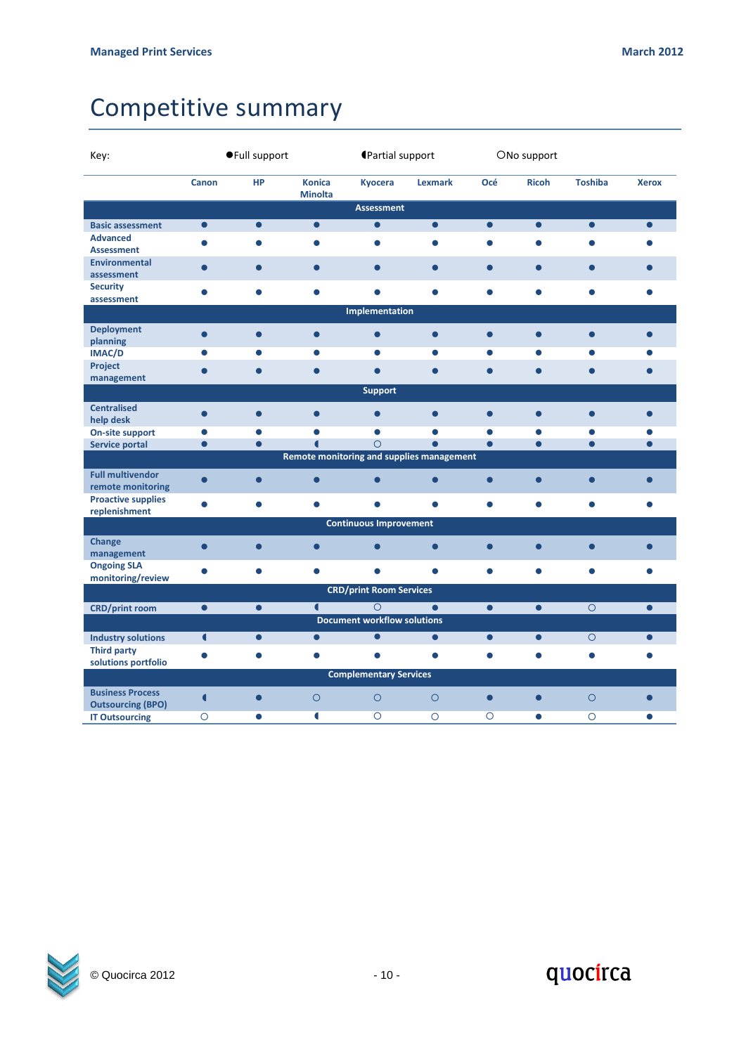# Competitive summary

Key: ● Full support ◖ Partial support ○ No support

| | Canon | HP | Konica Minolta | Kyocera | Lexmark | Océ | Ricoh | Toshiba | Xerox |
|---|---|---|---|---|---|---|---|---|---|
| **Assessment** | | | | | | | | | |
| Basic assessment | ● | ● | ● | ● | ● | ● | ● | ● | ● |
| Advanced Assessment | ● | ● | ● | ● | ● | ● | ● | ● | ● |
| Environmental assessment | ● | ● | ● | ● | ● | ● | ● | ● | ● |
| Security assessment | ● | ● | ● | ● | ● | ● | ● | ● | ● |
| **Implementation** | | | | | | | | | |
| Deployment planning | ● | ● | ● | ● | ● | ● | ● | ● | ● |
| IMAC/D | ● | ● | ● | ● | ● | ● | ● | ● | ● |
| Project management | ● | ● | ● | ● | ● | ● | ● | ● | ● |
| **Support** | | | | | | | | | |
| Centralised help desk | ● | ● | ● | ● | ● | ● | ● | ● | ● |
| On-site support | ● | ● | ● | ● | ● | ● | ● | ● | ● |
| Service portal | ● | ● | ◖ | ○ | ● | ● | ● | ● | ● |
| **Remote monitoring and supplies management** | | | | | | | | | |
| Full multivendor remote monitoring | ● | ● | ● | ● | ● | ● | ● | ● | ● |
| Proactive supplies replenishment | ● | ● | ● | ● | ● | ● | ● | ● | ● |
| **Continuous Improvement** | | | | | | | | | |
| Change management | ● | ● | ● | ● | ● | ● | ● | ● | ● |
| Ongoing SLA monitoring/review | ● | ● | ● | ● | ● | ● | ● | ● | ● |
| **CRD/print Room Services** | | | | | | | | | |
| CRD/print room | ● | ● | ◖ | ○ | ● | ● | ● | ○ | ● |
| **Document workflow solutions** | | | | | | | | | |
| Industry solutions | ◖ | ● | ● | ● | ● | ● | ● | ○ | ● |
| Third party solutions portfolio | ● | ● | ● | ● | ● | ● | ● | ● | ● |
| **Complementary Services** | | | | | | | | | |
| Business Process Outsourcing (BPO) | ◖ | ● | ○ | ○ | ○ | ● | ● | ○ | ● |
| IT Outsourcing | ○ | ● | ◖ | ○ | ○ | ○ | ● | ○ | ● |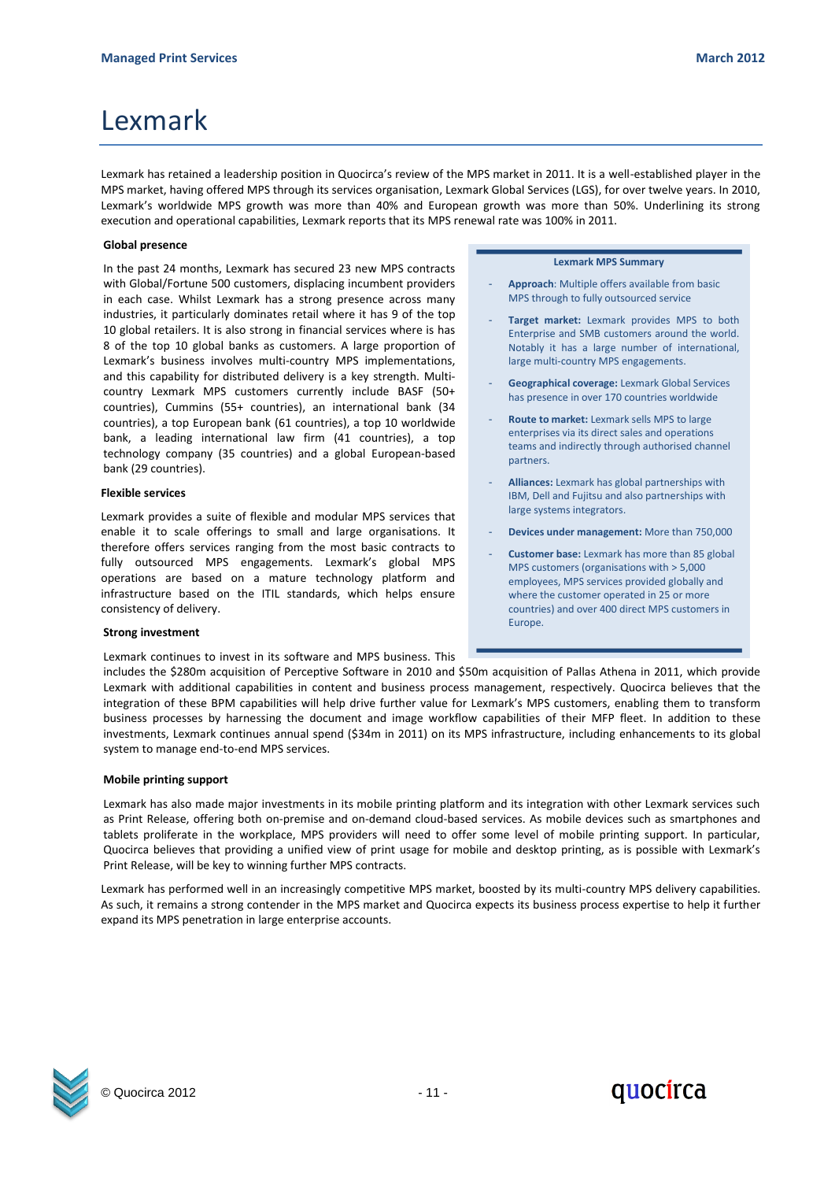# Lexmark

Lexmark has retained a leadership position in Quocirca's review of the MPS market in 2011. It is a well-established player in the MPS market, having offered MPS through its services organisation, Lexmark Global Services (LGS), for over twelve years. In 2010, Lexmark's worldwide MPS growth was more than 40% and European growth was more than 50%. Underlining its strong execution and operational capabilities, Lexmark reports that its MPS renewal rate was 100% in 2011.

**Global presence**

In the past 24 months, Lexmark has secured 23 new MPS contracts with Global/Fortune 500 customers, displacing incumbent providers in each case. Whilst Lexmark has a strong presence across many industries, it particularly dominates retail where it has 9 of the top 10 global retailers. It is also strong in financial services where is has 8 of the top 10 global banks as customers. A large proportion of Lexmark's business involves multi-country MPS implementations, and this capability for distributed delivery is a key strength. Multi-country Lexmark MPS customers currently include BASF (50+ countries), Cummins (55+ countries), an international bank (34 countries), a top European bank (61 countries), a top 10 worldwide bank, a leading international law firm (41 countries), a top technology company (35 countries) and a global European-based bank (29 countries).

**Flexible services**

Lexmark provides a suite of flexible and modular MPS services that enable it to scale offerings to small and large organisations. It therefore offers services ranging from the most basic contracts to fully outsourced MPS engagements. Lexmark's global MPS operations are based on a mature technology platform and infrastructure based on the ITIL standards, which helps ensure consistency of delivery.

**Strong investment**

Lexmark continues to invest in its software and MPS business. This includes the $280m acquisition of Perceptive Software in 2010 and $50m acquisition of Pallas Athena in 2011, which provide Lexmark with additional capabilities in content and business process management, respectively. Quocirca believes that the integration of these BPM capabilities will help drive further value for Lexmark's MPS customers, enabling them to transform business processes by harnessing the document and image workflow capabilities of their MFP fleet. In addition to these investments, Lexmark continues annual spend ($34m in 2011) on its MPS infrastructure, including enhancements to its global system to manage end-to-end MPS services.

**Lexmark MPS Summary**

- **Approach**: Multiple offers available from basic MPS through to fully outsourced service
- **Target market:** Lexmark provides MPS to both Enterprise and SMB customers around the world. Notably it has a large number of international, large multi-country MPS engagements.
- **Geographical coverage:** Lexmark Global Services has presence in over 170 countries worldwide
- **Route to market:** Lexmark sells MPS to large enterprises via its direct sales and operations teams and indirectly through authorised channel partners.
- **Alliances:** Lexmark has global partnerships with IBM, Dell and Fujitsu and also partnerships with large systems integrators.
- **Devices under management:** More than 750,000
- **Customer base:** Lexmark has more than 85 global MPS customers (organisations with > 5,000 employees, MPS services provided globally and where the customer operated in 25 or more countries) and over 400 direct MPS customers in Europe.

**Mobile printing support**

Lexmark has also made major investments in its mobile printing platform and its integration with other Lexmark services such as Print Release, offering both on-premise and on-demand cloud-based services. As mobile devices such as smartphones and tablets proliferate in the workplace, MPS providers will need to offer some level of mobile printing support. In particular, Quocirca believes that providing a unified view of print usage for mobile and desktop printing, as is possible with Lexmark's Print Release, will be key to winning further MPS contracts.

Lexmark has performed well in an increasingly competitive MPS market, boosted by its multi-country MPS delivery capabilities. As such, it remains a strong contender in the MPS market and Quocirca expects its business process expertise to help it further expand its MPS penetration in large enterprise accounts.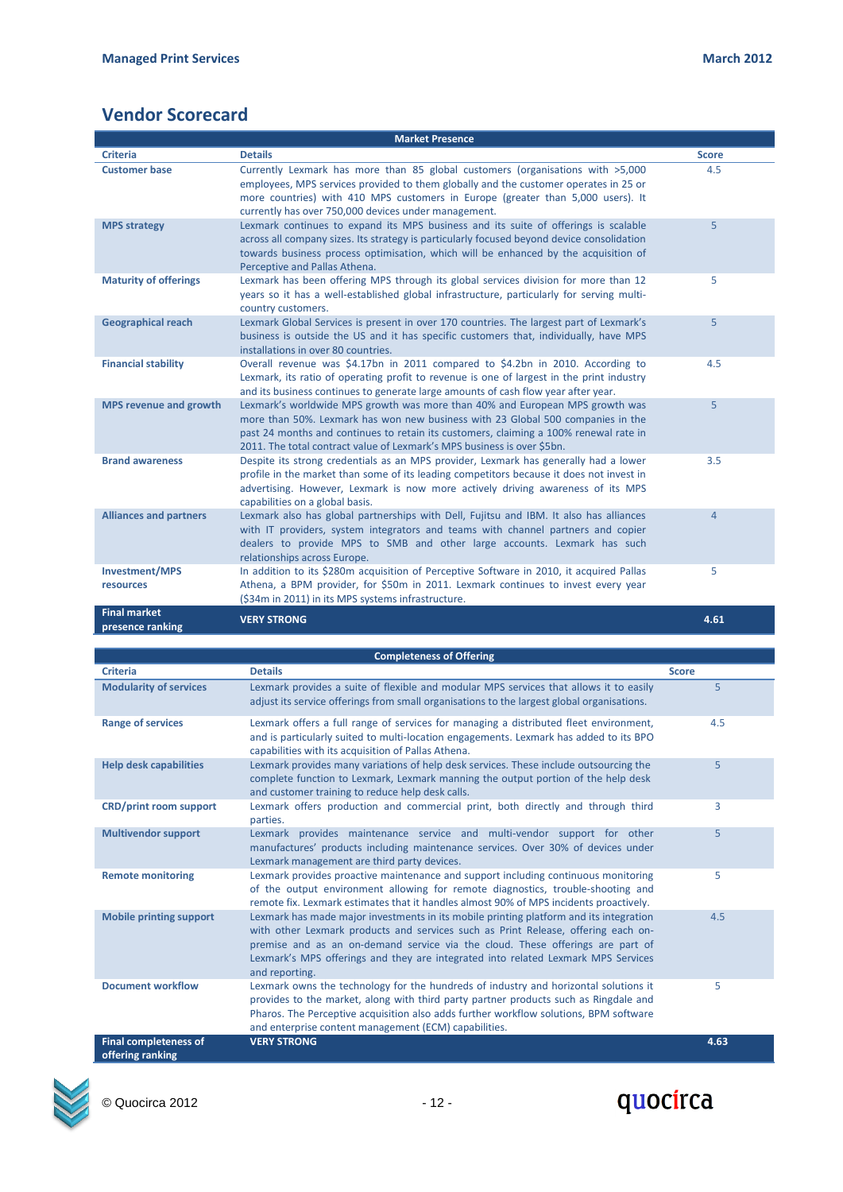## Vendor Scorecard

| Market Presence | | |
|---|---|---|
| **Criteria** | **Details** | **Score** |
| **Customer base** | Currently Lexmark has more than 85 global customers (organisations with >5,000 employees, MPS services provided to them globally and the customer operates in 25 or more countries) with 410 MPS customers in Europe (greater than 5,000 users). It currently has over 750,000 devices under management. | 4.5 |
| **MPS strategy** | Lexmark continues to expand its MPS business and its suite of offerings is scalable across all company sizes. Its strategy is particularly focused beyond device consolidation towards business process optimisation, which will be enhanced by the acquisition of Perceptive and Pallas Athena. | 5 |
| **Maturity of offerings** | Lexmark has been offering MPS through its global services division for more than 12 years so it has a well-established global infrastructure, particularly for serving multi-country customers. | 5 |
| **Geographical reach** | Lexmark Global Services is present in over 170 countries. The largest part of Lexmark's business is outside the US and it has specific customers that, individually, have MPS installations in over 80 countries. | 5 |
| **Financial stability** | Overall revenue was $4.17bn in 2011 compared to $4.2bn in 2010. According to Lexmark, its ratio of operating profit to revenue is one of largest in the print industry and its business continues to generate large amounts of cash flow year after year. | 4.5 |
| **MPS revenue and growth** | Lexmark's worldwide MPS growth was more than 40% and European MPS growth was more than 50%. Lexmark has won new business with 23 Global 500 companies in the past 24 months and continues to retain its customers, claiming a 100% renewal rate in 2011. The total contract value of Lexmark's MPS business is over $5bn. | 5 |
| **Brand awareness** | Despite its strong credentials as an MPS provider, Lexmark has generally had a lower profile in the market than some of its leading competitors because it does not invest in advertising. However, Lexmark is now more actively driving awareness of its MPS capabilities on a global basis. | 3.5 |
| **Alliances and partners** | Lexmark also has global partnerships with Dell, Fujitsu and IBM. It also has alliances with IT providers, system integrators and teams with channel partners and copier dealers to provide MPS to SMB and other large accounts. Lexmark has such relationships across Europe. | 4 |
| **Investment/MPS resources** | In addition to its $280m acquisition of Perceptive Software in 2010, it acquired Pallas Athena, a BPM provider, for $50m in 2011. Lexmark continues to invest every year ($34m in 2011) in its MPS systems infrastructure. | 5 |
| **Final market presence ranking** | **VERY STRONG** | **4.61** |

| Completeness of Offering | | |
|---|---|---|
| **Criteria** | **Details** | **Score** |
| **Modularity of services** | Lexmark provides a suite of flexible and modular MPS services that allows it to easily adjust its service offerings from small organisations to the largest global organisations. | 5 |
| **Range of services** | Lexmark offers a full range of services for managing a distributed fleet environment, and is particularly suited to multi-location engagements. Lexmark has added to its BPO capabilities with its acquisition of Pallas Athena. | 4.5 |
| **Help desk capabilities** | Lexmark provides many variations of help desk services. These include outsourcing the complete function to Lexmark, Lexmark manning the output portion of the help desk and customer training to reduce help desk calls. | 5 |
| **CRD/print room support** | Lexmark offers production and commercial print, both directly and through third parties. | 3 |
| **Multivendor support** | Lexmark provides maintenance service and multi-vendor support for other manufactures' products including maintenance services. Over 30% of devices under Lexmark management are third party devices. | 5 |
| **Remote monitoring** | Lexmark provides proactive maintenance and support including continuous monitoring of the output environment allowing for remote diagnostics, trouble-shooting and remote fix. Lexmark estimates that it handles almost 90% of MPS incidents proactively. | 5 |
| **Mobile printing support** | Lexmark has made major investments in its mobile printing platform and its integration with other Lexmark products and services such as Print Release, offering each on-premise and as an on-demand service via the cloud. These offerings are part of Lexmark's MPS offerings and they are integrated into related Lexmark MPS Services and reporting. | 4.5 |
| **Document workflow** | Lexmark owns the technology for the hundreds of industry and horizontal solutions it provides to the market, along with third party partner products such as Ringdale and Pharos. The Perceptive acquisition also adds further workflow solutions, BPM software and enterprise content management (ECM) capabilities. | 5 |
| **Final completeness of offering ranking** | **VERY STRONG** | **4.63** |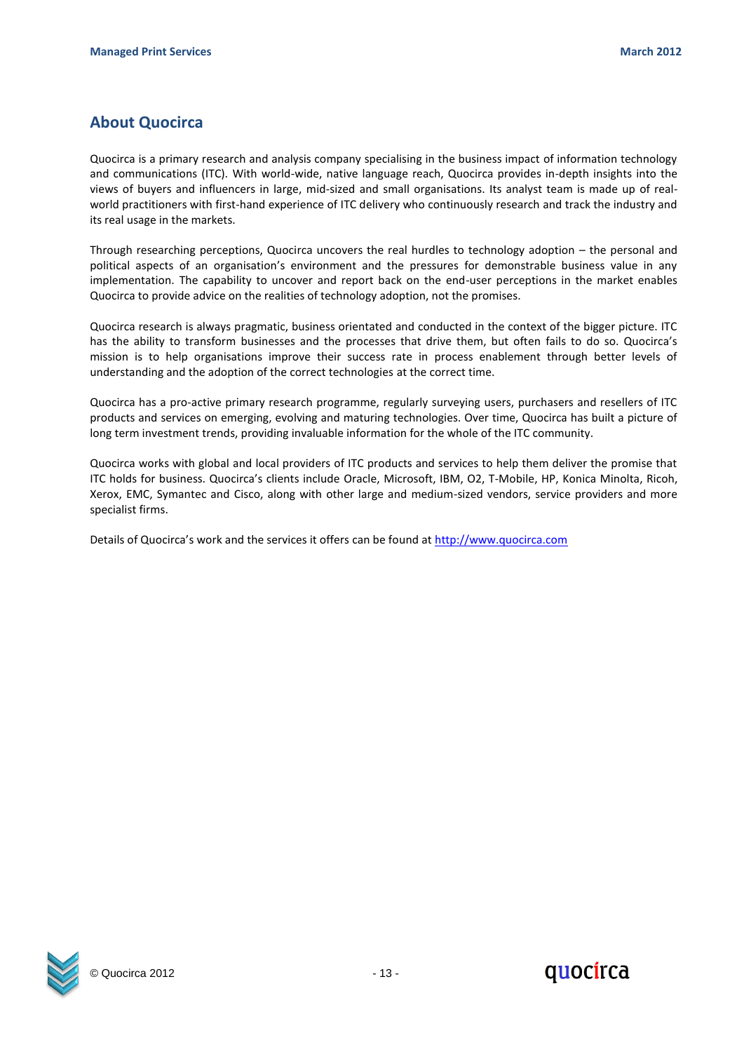## About Quocirca

Quocirca is a primary research and analysis company specialising in the business impact of information technology and communications (ITC). With world-wide, native language reach, Quocirca provides in-depth insights into the views of buyers and influencers in large, mid-sized and small organisations. Its analyst team is made up of real-world practitioners with first-hand experience of ITC delivery who continuously research and track the industry and its real usage in the markets.

Through researching perceptions, Quocirca uncovers the real hurdles to technology adoption – the personal and political aspects of an organisation's environment and the pressures for demonstrable business value in any implementation. The capability to uncover and report back on the end-user perceptions in the market enables Quocirca to provide advice on the realities of technology adoption, not the promises.

Quocirca research is always pragmatic, business orientated and conducted in the context of the bigger picture. ITC has the ability to transform businesses and the processes that drive them, but often fails to do so. Quocirca's mission is to help organisations improve their success rate in process enablement through better levels of understanding and the adoption of the correct technologies at the correct time.

Quocirca has a pro-active primary research programme, regularly surveying users, purchasers and resellers of ITC products and services on emerging, evolving and maturing technologies. Over time, Quocirca has built a picture of long term investment trends, providing invaluable information for the whole of the ITC community.

Quocirca works with global and local providers of ITC products and services to help them deliver the promise that ITC holds for business. Quocirca's clients include Oracle, Microsoft, IBM, O2, T-Mobile, HP, Konica Minolta, Ricoh, Xerox, EMC, Symantec and Cisco, along with other large and medium-sized vendors, service providers and more specialist firms.

Details of Quocirca's work and the services it offers can be found at [http://www.quocirca.com](http://www.quocirca.com)